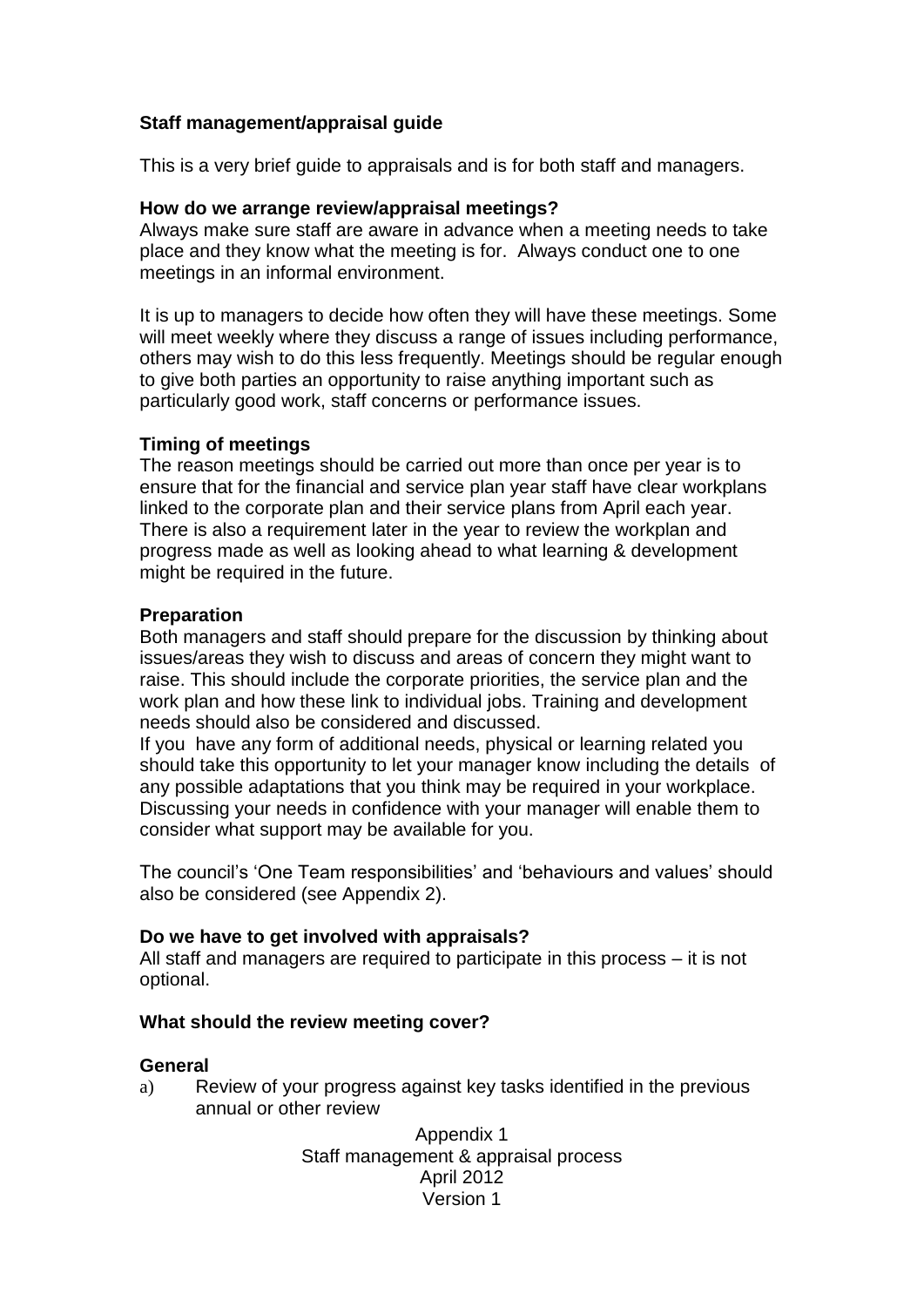**Staff management/appraisal guide**

This is a very brief guide to appraisals and is for both staff and managers.

**How do we arrange review/appraisal meetings?**

Always make sure staff are aware in advance when a meeting needs to take place and they know what the meeting is for. Always conduct one to one meetings in an informal environment.

It is up to managers to decide how often they will have these meetings. Some will meet weekly where they discuss a range of issues including performance, others may wish to do this less frequently. Meetings should be regular enough to give both parties an opportunity to raise anything important such as particularly good work, staff concerns or performance issues.

**Timing of meetings**

The reason meetings should be carried out more than once per year is to ensure that for the financial and service plan year staff have clear workplans linked to the corporate plan and their service plans from April each year. There is also a requirement later in the year to review the workplan and progress made as well as looking ahead to what learning & development might be required in the future.

**Preparation**

Both managers and staff should prepare for the discussion by thinking about issues/areas they wish to discuss and areas of concern they might want to raise. This should include the corporate priorities, the service plan and the work plan and how these link to individual jobs. Training and development needs should also be considered and discussed.

If you have any form of additional needs, physical or learning related you should take this opportunity to let your manager know including the details of any possible adaptations that you think may be required in your workplace. Discussing your needs in confidence with your manager will enable them to consider what support may be available for you.

The council's 'One Team responsibilities' and 'behaviours and values' should also be considered (see Appendix 2).

**Do we have to get involved with appraisals?**

All staff and managers are required to participate in this process – it is not optional.

**What should the review meeting cover?**

**General**

a) Review of your progress against key tasks identified in the previous annual or other review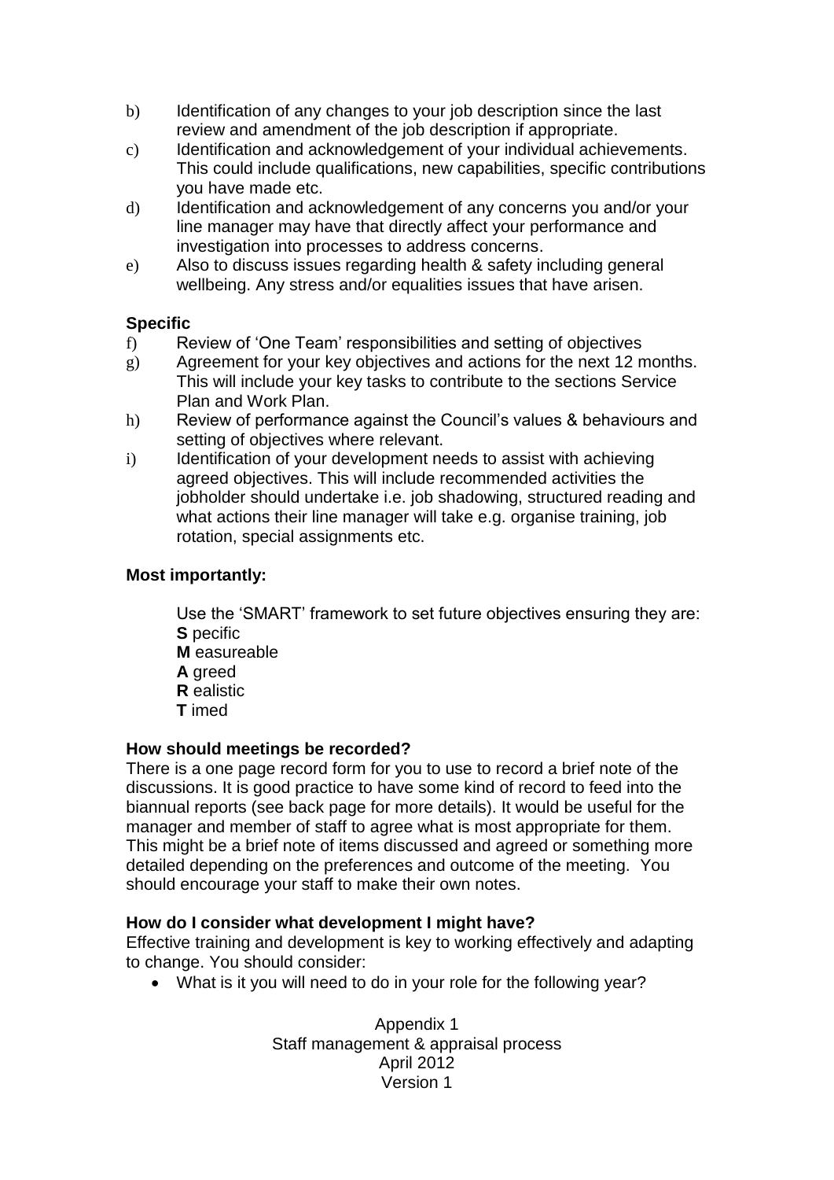b) Identification of any changes to your job description since the last review and amendment of the job description if appropriate.

c) Identification and acknowledgement of your individual achievements. This could include qualifications, new capabilities, specific contributions you have made etc.

d) Identification and acknowledgement of any concerns you and/or your line manager may have that directly affect your performance and investigation into processes to address concerns.

e) Also to discuss issues regarding health & safety including general wellbeing. Any stress and/or equalities issues that have arisen.

**Specific**

f) Review of 'One Team' responsibilities and setting of objectives

g) Agreement for your key objectives and actions for the next 12 months. This will include your key tasks to contribute to the sections Service Plan and Work Plan.

h) Review of performance against the Council's values & behaviours and setting of objectives where relevant.

i) Identification of your development needs to assist with achieving agreed objectives. This will include recommended activities the jobholder should undertake i.e. job shadowing, structured reading and what actions their line manager will take e.g. organise training, job rotation, special assignments etc.

**Most importantly:**

Use the 'SMART' framework to set future objectives ensuring they are:

**S** pecific
**M** easureable
**A** greed
**R** ealistic
**T** imed

**How should meetings be recorded?**

There is a one page record form for you to use to record a brief note of the discussions. It is good practice to have some kind of record to feed into the biannual reports (see back page for more details). It would be useful for the manager and member of staff to agree what is most appropriate for them. This might be a brief note of items discussed and agreed or something more detailed depending on the preferences and outcome of the meeting. You should encourage your staff to make their own notes.

**How do I consider what development I might have?**

Effective training and development is key to working effectively and adapting to change. You should consider:

- What is it you will need to do in your role for the following year?

Appendix 1
Staff management & appraisal process
April 2012
Version 1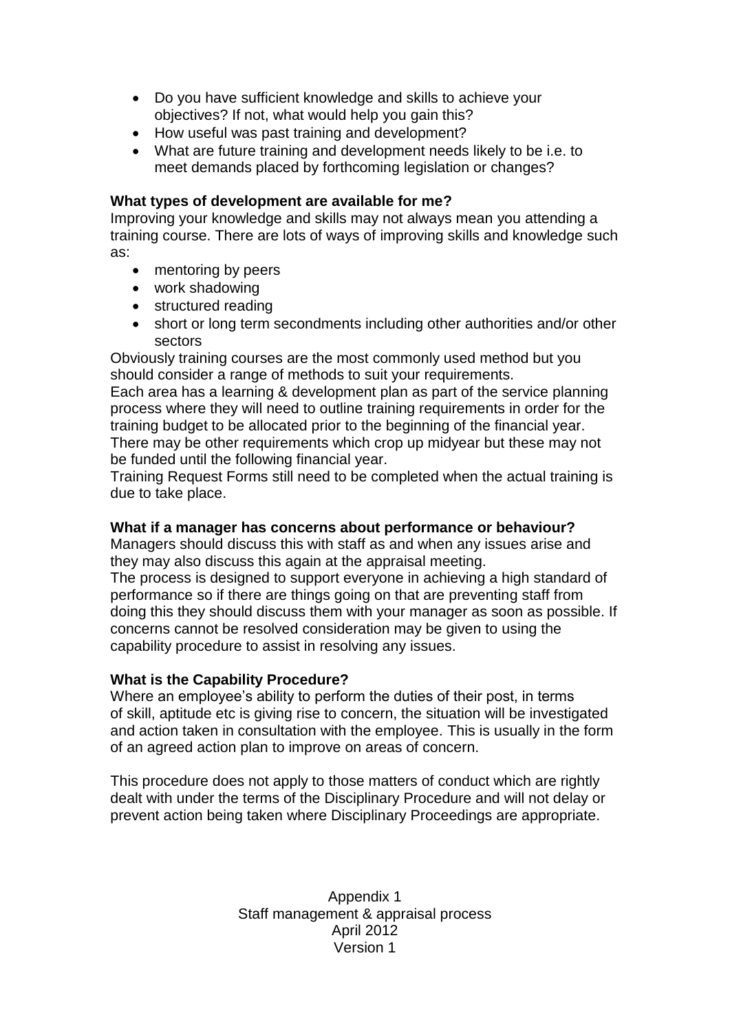- Do you have sufficient knowledge and skills to achieve your objectives? If not, what would help you gain this?
- How useful was past training and development?
- What are future training and development needs likely to be i.e. to meet demands placed by forthcoming legislation or changes?

**What types of development are available for me?**

Improving your knowledge and skills may not always mean you attending a training course. There are lots of ways of improving skills and knowledge such as:

- mentoring by peers
- work shadowing
- structured reading
- short or long term secondments including other authorities and/or other sectors

Obviously training courses are the most commonly used method but you should consider a range of methods to suit your requirements.

Each area has a learning & development plan as part of the service planning process where they will need to outline training requirements in order for the training budget to be allocated prior to the beginning of the financial year. There may be other requirements which crop up midyear but these may not be funded until the following financial year.

Training Request Forms still need to be completed when the actual training is due to take place.

**What if a manager has concerns about performance or behaviour?**

Managers should discuss this with staff as and when any issues arise and they may also discuss this again at the appraisal meeting.

The process is designed to support everyone in achieving a high standard of performance so if there are things going on that are preventing staff from doing this they should discuss them with your manager as soon as possible. If concerns cannot be resolved consideration may be given to using the capability procedure to assist in resolving any issues.

**What is the Capability Procedure?**

Where an employee's ability to perform the duties of their post, in terms of skill, aptitude etc is giving rise to concern, the situation will be investigated and action taken in consultation with the employee. This is usually in the form of an agreed action plan to improve on areas of concern.

This procedure does not apply to those matters of conduct which are rightly dealt with under the terms of the Disciplinary Procedure and will not delay or prevent action being taken where Disciplinary Proceedings are appropriate.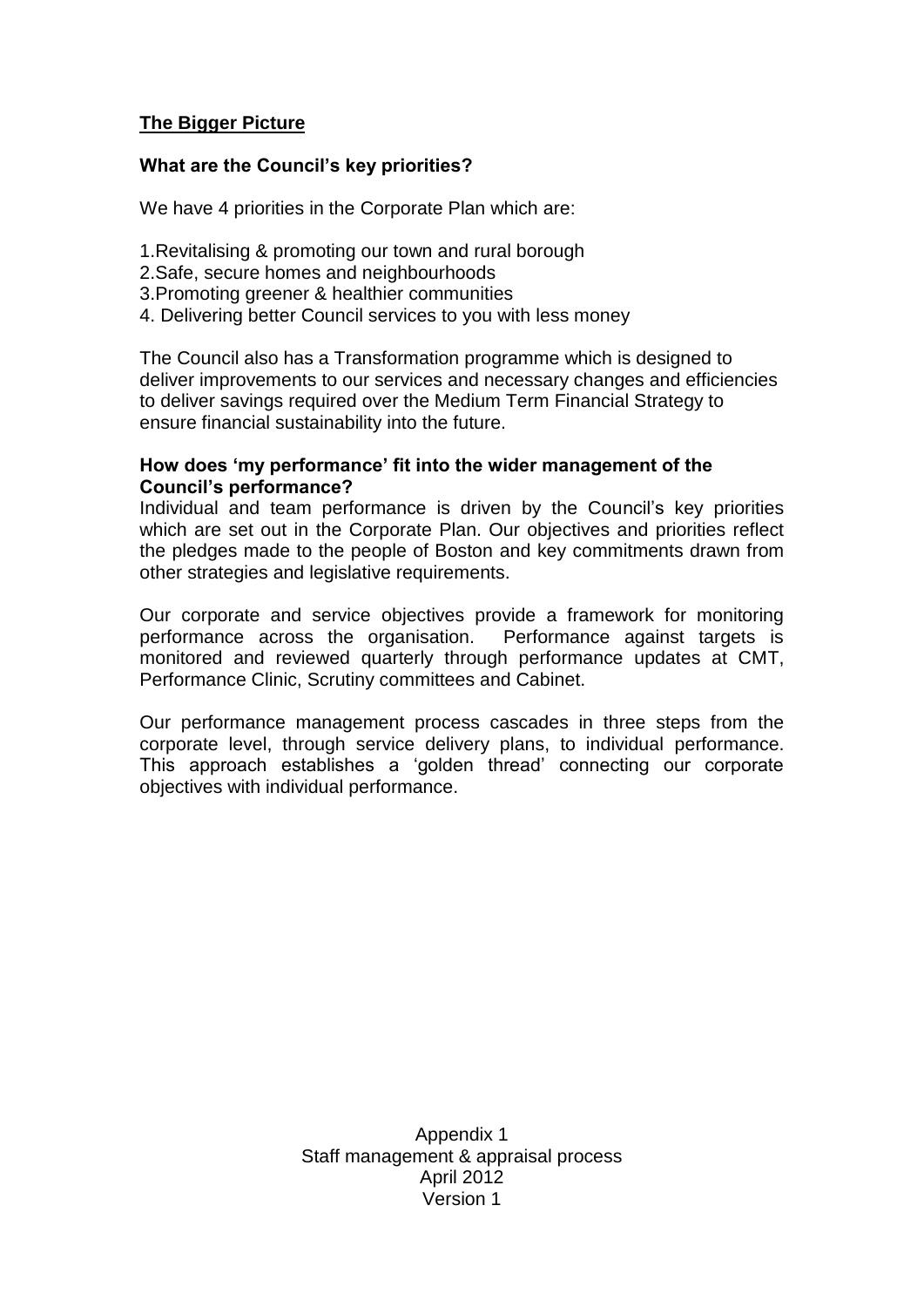## The Bigger Picture

### What are the Council's key priorities?

We have 4 priorities in the Corporate Plan which are:

1. Revitalising & promoting our town and rural borough
2. Safe, secure homes and neighbourhoods
3. Promoting greener & healthier communities
4. Delivering better Council services to you with less money

The Council also has a Transformation programme which is designed to deliver improvements to our services and necessary changes and efficiencies to deliver savings required over the Medium Term Financial Strategy to ensure financial sustainability into the future.

### How does 'my performance' fit into the wider management of the Council's performance?

Individual and team performance is driven by the Council's key priorities which are set out in the Corporate Plan. Our objectives and priorities reflect the pledges made to the people of Boston and key commitments drawn from other strategies and legislative requirements.

Our corporate and service objectives provide a framework for monitoring performance across the organisation. Performance against targets is monitored and reviewed quarterly through performance updates at CMT, Performance Clinic, Scrutiny committees and Cabinet.

Our performance management process cascades in three steps from the corporate level, through service delivery plans, to individual performance. This approach establishes a 'golden thread' connecting our corporate objectives with individual performance.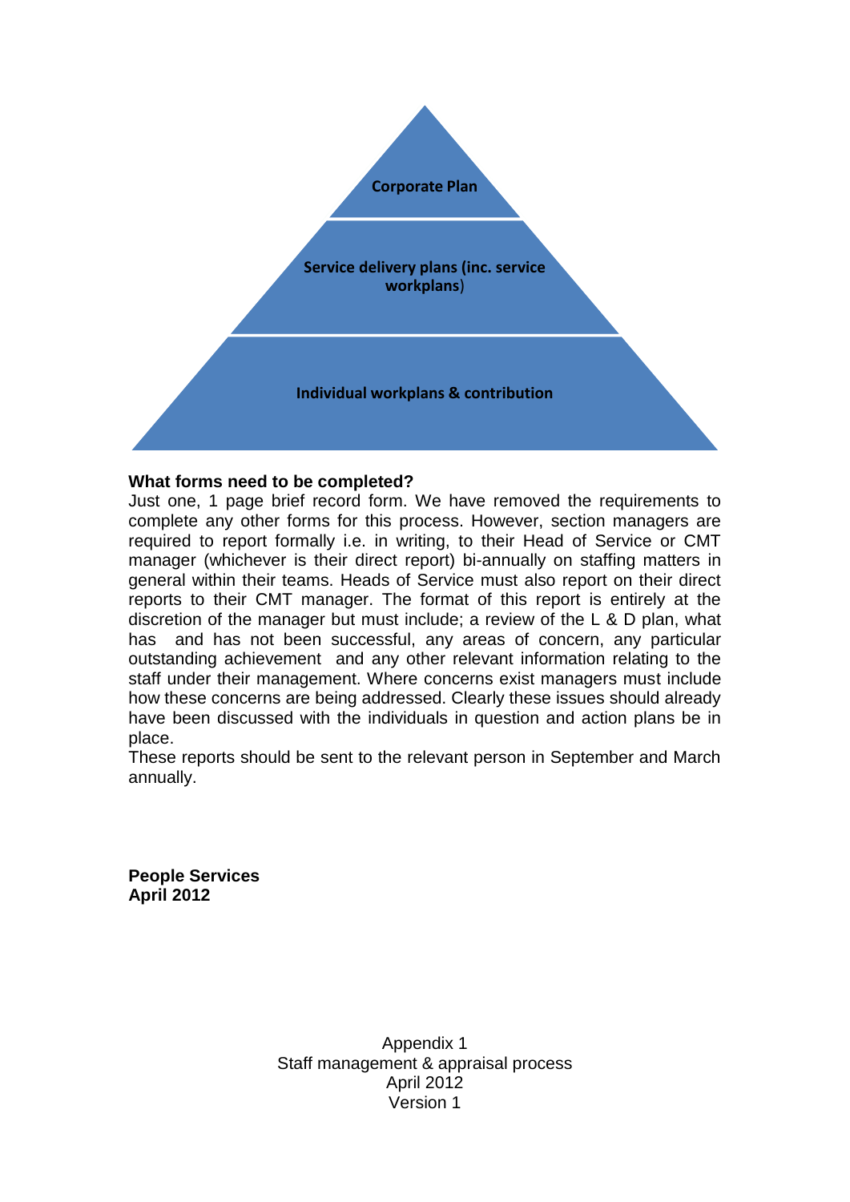Corporate Plan

Service delivery plans (inc. service workplans)

Individual workplans & contribution

**What forms need to be completed?**

Just one, 1 page brief record form. We have removed the requirements to complete any other forms for this process. However, section managers are required to report formally i.e. in writing, to their Head of Service or CMT manager (whichever is their direct report) bi-annually on staffing matters in general within their teams. Heads of Service must also report on their direct reports to their CMT manager. The format of this report is entirely at the discretion of the manager but must include; a review of the L & D plan, what has and has not been successful, any areas of concern, any particular outstanding achievement and any other relevant information relating to the staff under their management. Where concerns exist managers must include how these concerns are being addressed. Clearly these issues should already have been discussed with the individuals in question and action plans be in place.

These reports should be sent to the relevant person in September and March annually.

**People Services**
**April 2012**

Appendix 1
Staff management & appraisal process
April 2012
Version 1